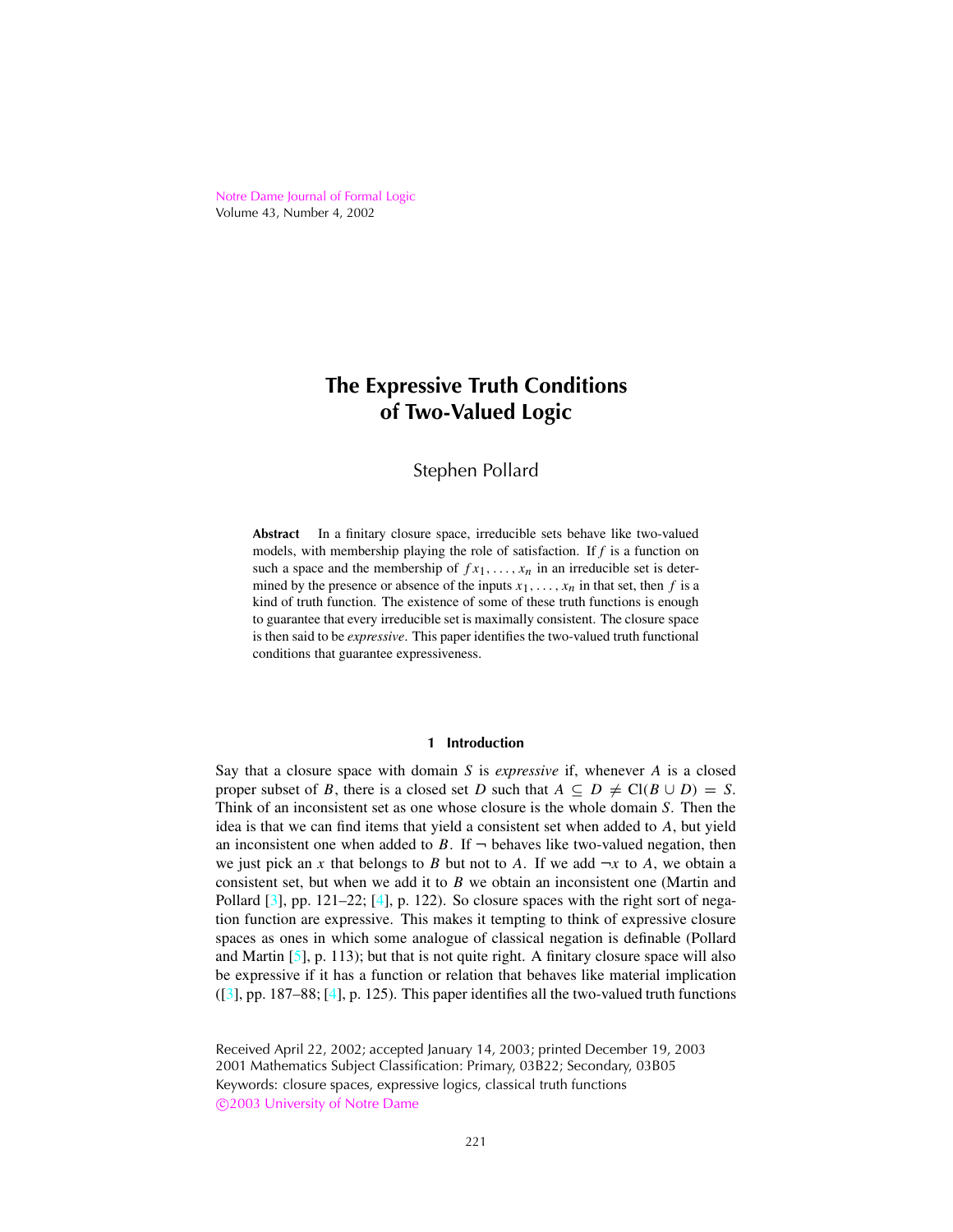Notre Dame Journal of Formal Logic
Volume 43, Number 4, 2002

# The Expressive Truth Conditions of Two-Valued Logic

Stephen Pollard

**Abstract** In a finitary closure space, irreducible sets behave like two-valued models, with membership playing the role of satisfaction. If $f$ is a function on such a space and the membership of $fx_1, \ldots, x_n$ in an irreducible set is determined by the presence or absence of the inputs $x_1, \ldots, x_n$ in that set, then $f$ is a kind of truth function. The existence of some of these truth functions is enough to guarantee that every irreducible set is maximally consistent. The closure space is then said to be *expressive*. This paper identifies the two-valued truth functional conditions that guarantee expressiveness.

## 1 Introduction

Say that a closure space with domain $S$ is *expressive* if, whenever $A$ is a closed proper subset of $B$, there is a closed set $D$ such that $A \subseteq D \neq \mathrm{Cl}(B \cup D) = S$. Think of an inconsistent set as one whose closure is the whole domain $S$. Then the idea is that we can find items that yield a consistent set when added to $A$, but yield an inconsistent one when added to $B$. If $\neg$ behaves like two-valued negation, then we just pick an $x$ that belongs to $B$ but not to $A$. If we add $\neg x$ to $A$, we obtain a consistent set, but when we add it to $B$ we obtain an inconsistent one (Martin and Pollard [3], pp. 121–22; [4], p. 122). So closure spaces with the right sort of negation function are expressive. This makes it tempting to think of expressive closure spaces as ones in which some analogue of classical negation is definable (Pollard and Martin [5], p. 113); but that is not quite right. A finitary closure space will also be expressive if it has a function or relation that behaves like material implication ([3], pp. 187–88; [4], p. 125). This paper identifies all the two-valued truth functions

Received April 22, 2002; accepted January 14, 2003; printed December 19, 2003
2001 Mathematics Subject Classification: Primary, 03B22; Secondary, 03B05
Keywords: closure spaces, expressive logics, classical truth functions
©2003 University of Notre Dame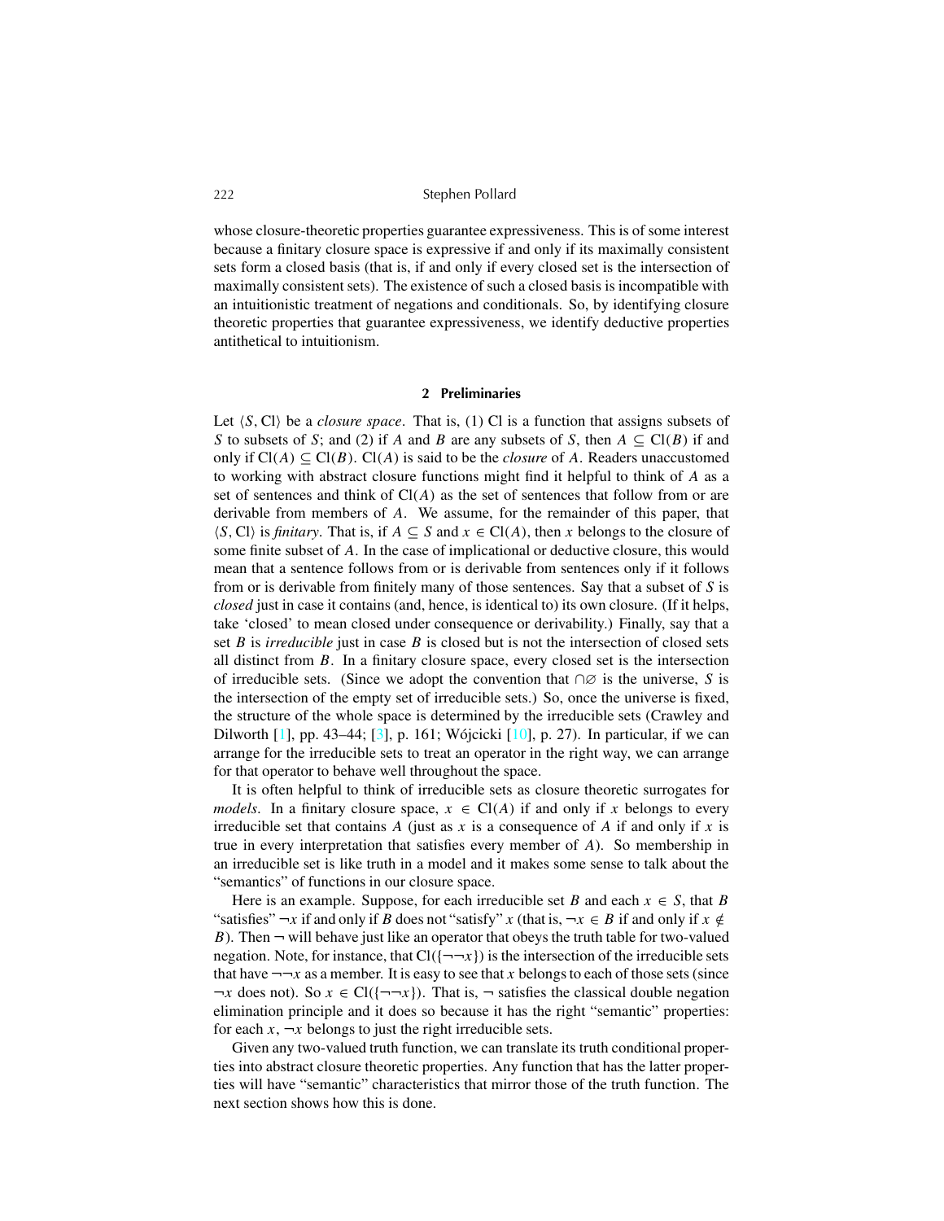whose closure-theoretic properties guarantee expressiveness. This is of some interest because a finitary closure space is expressive if and only if its maximally consistent sets form a closed basis (that is, if and only if every closed set is the intersection of maximally consistent sets). The existence of such a closed basis is incompatible with an intuitionistic treatment of negations and conditionals. So, by identifying closure theoretic properties that guarantee expressiveness, we identify deductive properties antithetical to intuitionism.

## 2 Preliminaries

Let $\langle S, \mathrm{Cl}\rangle$ be a *closure space*. That is, (1) Cl is a function that assigns subsets of $S$ to subsets of $S$; and (2) if $A$ and $B$ are any subsets of $S$, then $A \subseteq \mathrm{Cl}(B)$ if and only if $\mathrm{Cl}(A) \subseteq \mathrm{Cl}(B)$. $\mathrm{Cl}(A)$ is said to be the *closure* of $A$. Readers unaccustomed to working with abstract closure functions might find it helpful to think of $A$ as a set of sentences and think of $\mathrm{Cl}(A)$ as the set of sentences that follow from or are derivable from members of $A$. We assume, for the remainder of this paper, that $\langle S, \mathrm{Cl}\rangle$ is *finitary*. That is, if $A \subseteq S$ and $x \in \mathrm{Cl}(A)$, then $x$ belongs to the closure of some finite subset of $A$. In the case of implicational or deductive closure, this would mean that a sentence follows from or is derivable from sentences only if it follows from or is derivable from finitely many of those sentences. Say that a subset of $S$ is *closed* just in case it contains (and, hence, is identical to) its own closure. (If it helps, take 'closed' to mean closed under consequence or derivability.) Finally, say that a set $B$ is *irreducible* just in case $B$ is closed but is not the intersection of closed sets all distinct from $B$. In a finitary closure space, every closed set is the intersection of irreducible sets. (Since we adopt the convention that $\cap\varnothing$ is the universe, $S$ is the intersection of the empty set of irreducible sets.) So, once the universe is fixed, the structure of the whole space is determined by the irreducible sets (Crawley and Dilworth [1], pp. 43–44; [3], p. 161; Wójcicki [10], p. 27). In particular, if we can arrange for the irreducible sets to treat an operator in the right way, we can arrange for that operator to behave well throughout the space.

It is often helpful to think of irreducible sets as closure theoretic surrogates for *models*. In a finitary closure space, $x \in \mathrm{Cl}(A)$ if and only if $x$ belongs to every irreducible set that contains $A$ (just as $x$ is a consequence of $A$ if and only if $x$ is true in every interpretation that satisfies every member of $A$). So membership in an irreducible set is like truth in a model and it makes some sense to talk about the "semantics" of functions in our closure space.

Here is an example. Suppose, for each irreducible set $B$ and each $x \in S$, that $B$ "satisfies" $\neg x$ if and only if $B$ does not "satisfy" $x$ (that is, $\neg x \in B$ if and only if $x \notin B$). Then $\neg$ will behave just like an operator that obeys the truth table for two-valued negation. Note, for instance, that $\mathrm{Cl}(\{\neg\neg x\})$ is the intersection of the irreducible sets that have $\neg\neg x$ as a member. It is easy to see that $x$ belongs to each of those sets (since $\neg x$ does not). So $x \in \mathrm{Cl}(\{\neg\neg x\})$. That is, $\neg$ satisfies the classical double negation elimination principle and it does so because it has the right "semantic" properties: for each $x$, $\neg x$ belongs to just the right irreducible sets.

Given any two-valued truth function, we can translate its truth conditional properties into abstract closure theoretic properties. Any function that has the latter properties will have "semantic" characteristics that mirror those of the truth function. The next section shows how this is done.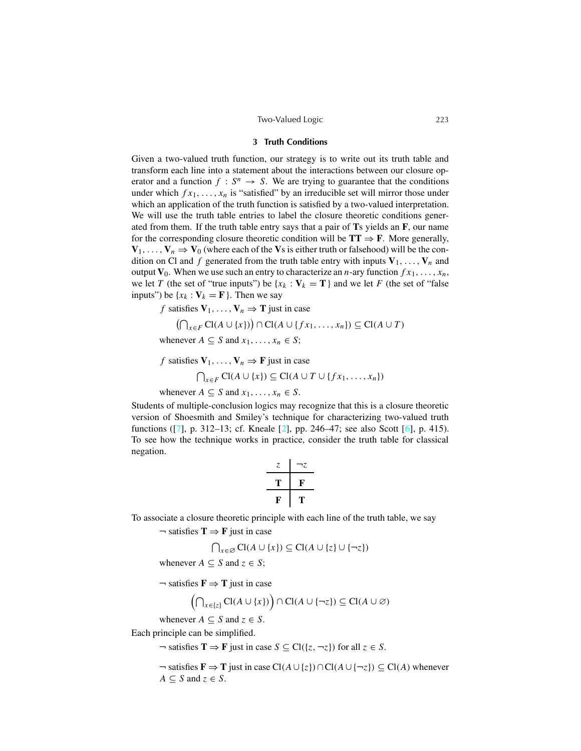### 3 Truth Conditions

Given a two-valued truth function, our strategy is to write out its truth table and transform each line into a statement about the interactions between our closure operator and a function $f : S^n \to S$. We are trying to guarantee that the conditions under which $f x_1, \ldots, x_n$ is "satisfied" by an irreducible set will mirror those under which an application of the truth function is satisfied by a two-valued interpretation. We will use the truth table entries to label the closure theoretic conditions generated from them. If the truth table entry says that a pair of **T**s yields an **F**, our name for the corresponding closure theoretic condition will be $\mathbf{TT} \Rightarrow \mathbf{F}$. More generally, $\mathbf{V}_1, \ldots, \mathbf{V}_n \Rightarrow \mathbf{V}_0$ (where each of the **V**s is either truth or falsehood) will be the condition on Cl and $f$ generated from the truth table entry with inputs $\mathbf{V}_1, \ldots, \mathbf{V}_n$ and output $\mathbf{V}_0$. When we use such an entry to characterize an $n$-ary function $f x_1, \ldots, x_n$, we let $T$ (the set of "true inputs") be $\{x_k : \mathbf{V}_k = \mathbf{T}\}$ and we let $F$ (the set of "false inputs") be $\{x_k : \mathbf{V}_k = \mathbf{F}\}$. Then we say

$f$ satisfies $\mathbf{V}_1, \ldots, \mathbf{V}_n \Rightarrow \mathbf{T}$ just in case

$$\left(\bigcap_{x \in F} \mathrm{Cl}(A \cup \{x\})\right) \cap \mathrm{Cl}(A \cup \{f x_1, \ldots, x_n\}) \subseteq \mathrm{Cl}(A \cup T)$$

whenever $A \subseteq S$ and $x_1, \ldots, x_n \in S$;

$f$ satisfies $\mathbf{V}_1, \ldots, \mathbf{V}_n \Rightarrow \mathbf{F}$ just in case

$$\bigcap_{x \in F} \mathrm{Cl}(A \cup \{x\}) \subseteq \mathrm{Cl}(A \cup T \cup \{f x_1, \ldots, x_n\})$$

whenever $A \subseteq S$ and $x_1, \ldots, x_n \in S$.

Students of multiple-conclusion logics may recognize that this is a closure theoretic version of Shoesmith and Smiley's technique for characterizing two-valued truth functions ([7], p. 312–13; cf. Kneale [2], pp. 246–47; see also Scott [6], p. 415). To see how the technique works in practice, consider the truth table for classical negation.

| $z$ | $\neg z$ |
|---|---|
| **T** | **F** |
| **F** | **T** |

To associate a closure theoretic principle with each line of the truth table, we say

$\neg$ satisfies $\mathbf{T} \Rightarrow \mathbf{F}$ just in case

$$\bigcap_{x \in \varnothing} \mathrm{Cl}(A \cup \{x\}) \subseteq \mathrm{Cl}(A \cup \{z\} \cup \{\neg z\})$$

whenever $A \subseteq S$ and $z \in S$;

$\neg$ satisfies $\mathbf{F} \Rightarrow \mathbf{T}$ just in case

$$\left(\bigcap_{x \in \{z\}} \mathrm{Cl}(A \cup \{x\})\right) \cap \mathrm{Cl}(A \cup \{\neg z\}) \subseteq \mathrm{Cl}(A \cup \varnothing)$$

whenever $A \subseteq S$ and $z \in S$.

Each principle can be simplified.

$\neg$ satisfies $\mathbf{T} \Rightarrow \mathbf{F}$ just in case $S \subseteq \mathrm{Cl}(\{z, \neg z\})$ for all $z \in S$.

$\neg$ satisfies $\mathbf{F} \Rightarrow \mathbf{T}$ just in case $\mathrm{Cl}(A \cup \{z\}) \cap \mathrm{Cl}(A \cup \{\neg z\}) \subseteq \mathrm{Cl}(A)$ whenever $A \subseteq S$ and $z \in S$.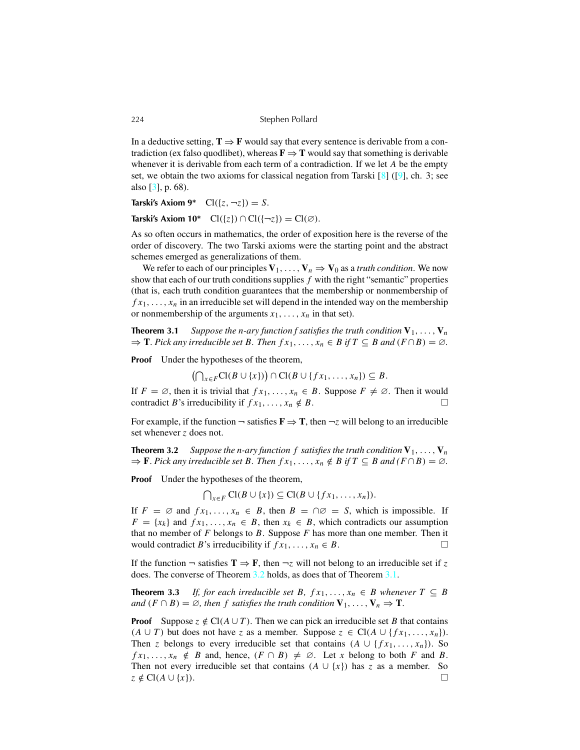In a deductive setting, $\mathbf{T} \Rightarrow \mathbf{F}$ would say that every sentence is derivable from a contradiction (ex falso quodlibet), whereas $\mathbf{F} \Rightarrow \mathbf{T}$ would say that something is derivable whenever it is derivable from each term of a contradiction. If we let $A$ be the empty set, we obtain the two axioms for classical negation from Tarski [8] ([9], ch. 3; see also [3], p. 68).

**Tarski's Axiom 9*** $\mathrm{Cl}(\{z, \neg z\}) = S$.

**Tarski's Axiom 10*** $\mathrm{Cl}(\{z\}) \cap \mathrm{Cl}(\{\neg z\}) = \mathrm{Cl}(\varnothing)$.

As so often occurs in mathematics, the order of exposition here is the reverse of the order of discovery. The two Tarski axioms were the starting point and the abstract schemes emerged as generalizations of them.

We refer to each of our principles $\mathbf{V}_1, \ldots, \mathbf{V}_n \Rightarrow \mathbf{V}_0$ as a *truth condition*. We now show that each of our truth conditions supplies $f$ with the right "semantic" properties (that is, each truth condition guarantees that the membership or nonmembership of $fx_1, \ldots, x_n$ in an irreducible set will depend in the intended way on the membership or nonmembership of the arguments $x_1, \ldots, x_n$ in that set).

**Theorem 3.1** *Suppose the n-ary function f satisfies the truth condition* $\mathbf{V}_1, \ldots, \mathbf{V}_n \Rightarrow \mathbf{T}$. *Pick any irreducible set B. Then* $fx_1, \ldots, x_n \in B$ *if* $T \subseteq B$ *and* $(F \cap B) = \varnothing$.

**Proof** Under the hypotheses of the theorem,

$$\left(\bigcap_{x \in F} \mathrm{Cl}(B \cup \{x\})\right) \cap \mathrm{Cl}(B \cup \{fx_1, \ldots, x_n\}) \subseteq B.$$

If $F = \varnothing$, then it is trivial that $fx_1, \ldots, x_n \in B$. Suppose $F \neq \varnothing$. Then it would contradict $B$'s irreducibility if $fx_1, \ldots, x_n \notin B$. □

For example, if the function $\neg$ satisfies $\mathbf{F} \Rightarrow \mathbf{T}$, then $\neg z$ will belong to an irreducible set whenever $z$ does not.

**Theorem 3.2** *Suppose the n-ary function f satisfies the truth condition* $\mathbf{V}_1, \ldots, \mathbf{V}_n \Rightarrow \mathbf{F}$. *Pick any irreducible set B. Then* $fx_1, \ldots, x_n \notin B$ *if* $T \subseteq B$ *and* $(F \cap B) = \varnothing$.

**Proof** Under the hypotheses of the theorem,

$$\bigcap_{x \in F} \mathrm{Cl}(B \cup \{x\}) \subseteq \mathrm{Cl}(B \cup \{fx_1, \ldots, x_n\}).$$

If $F = \varnothing$ and $fx_1, \ldots, x_n \in B$, then $B = \cap\varnothing = S$, which is impossible. If $F = \{x_k\}$ and $fx_1, \ldots, x_n \in B$, then $x_k \in B$, which contradicts our assumption that no member of $F$ belongs to $B$. Suppose $F$ has more than one member. Then it would contradict $B$'s irreducibility if $fx_1, \ldots, x_n \in B$. □

If the function $\neg$ satisfies $\mathbf{T} \Rightarrow \mathbf{F}$, then $\neg z$ will not belong to an irreducible set if $z$ does. The converse of Theorem 3.2 holds, as does that of Theorem 3.1.

**Theorem 3.3** *If, for each irreducible set B,* $fx_1, \ldots, x_n \in B$ *whenever* $T \subseteq B$ *and* $(F \cap B) = \varnothing$, *then f satisfies the truth condition* $\mathbf{V}_1, \ldots, \mathbf{V}_n \Rightarrow \mathbf{T}$.

**Proof** Suppose $z \notin \mathrm{Cl}(A \cup T)$. Then we can pick an irreducible set $B$ that contains $(A \cup T)$ but does not have $z$ as a member. Suppose $z \in \mathrm{Cl}(A \cup \{fx_1, \ldots, x_n\})$. Then $z$ belongs to every irreducible set that contains $(A \cup \{fx_1, \ldots, x_n\})$. So $fx_1, \ldots, x_n \notin B$ and, hence, $(F \cap B) \neq \varnothing$. Let $x$ belong to both $F$ and $B$. Then not every irreducible set that contains $(A \cup \{x\})$ has $z$ as a member. So $z \notin \mathrm{Cl}(A \cup \{x\})$. □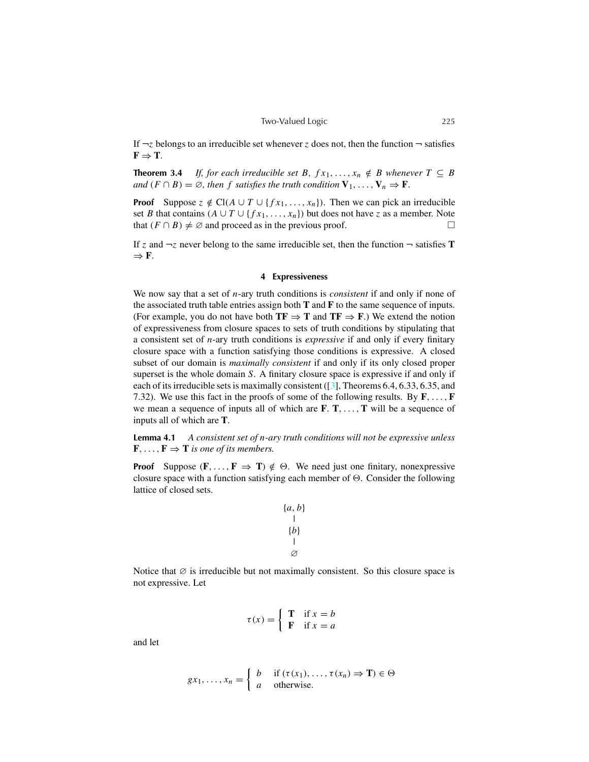If $\neg z$ belongs to an irreducible set whenever $z$ does not, then the function $\neg$ satisfies $\mathbf{F} \Rightarrow \mathbf{T}$.

**Theorem 3.4** *If, for each irreducible set $B$, $fx_1, \ldots, x_n \notin B$ whenever $T \subseteq B$ and $(F \cap B) = \varnothing$, then $f$ satisfies the truth condition $\mathbf{V}_1, \ldots, \mathbf{V}_n \Rightarrow \mathbf{F}$.*

**Proof** Suppose $z \notin \mathrm{Cl}(A \cup T \cup \{fx_1, \ldots, x_n\})$. Then we can pick an irreducible set $B$ that contains $(A \cup T \cup \{fx_1, \ldots, x_n\})$ but does not have $z$ as a member. Note that $(F \cap B) \neq \varnothing$ and proceed as in the previous proof. □

If $z$ and $\neg z$ never belong to the same irreducible set, then the function $\neg$ satisfies $\mathbf{T} \Rightarrow \mathbf{F}$.

## 4 Expressiveness

We now say that a set of $n$-ary truth conditions is *consistent* if and only if none of the associated truth table entries assign both $\mathbf{T}$ and $\mathbf{F}$ to the same sequence of inputs. (For example, you do not have both $\mathbf{TF} \Rightarrow \mathbf{T}$ and $\mathbf{TF} \Rightarrow \mathbf{F}$.) We extend the notion of expressiveness from closure spaces to sets of truth conditions by stipulating that a consistent set of $n$-ary truth conditions is *expressive* if and only if every finitary closure space with a function satisfying those conditions is expressive. A closed subset of our domain is *maximally consistent* if and only if its only closed proper superset is the whole domain $S$. A finitary closure space is expressive if and only if each of its irreducible sets is maximally consistent ([3], Theorems 6.4, 6.33, 6.35, and 7.32). We use this fact in the proofs of some of the following results. By $\mathbf{F}, \ldots, \mathbf{F}$ we mean a sequence of inputs all of which are $\mathbf{F}$. $\mathbf{T}, \ldots, \mathbf{T}$ will be a sequence of inputs all of which are $\mathbf{T}$.

**Lemma 4.1** *A consistent set of $n$-ary truth conditions will not be expressive unless $\mathbf{F}, \ldots, \mathbf{F} \Rightarrow \mathbf{T}$ is one of its members.*

**Proof** Suppose $(\mathbf{F}, \ldots, \mathbf{F} \Rightarrow \mathbf{T}) \notin \Theta$. We need just one finitary, nonexpressive closure space with a function satisfying each member of $\Theta$. Consider the following lattice of closed sets.

$$
\begin{array}{c}
\{a, b\} \\
| \\
\{b\} \\
| \\
\varnothing
\end{array}
$$

Notice that $\varnothing$ is irreducible but not maximally consistent. So this closure space is not expressive. Let

$$
\tau(x) = \begin{cases} \mathbf{T} & \text{if } x = b \\ \mathbf{F} & \text{if } x = a \end{cases}
$$

and let

$$
gx_1, \ldots, x_n = \begin{cases} b & \text{if } (\tau(x_1), \ldots, \tau(x_n) \Rightarrow \mathbf{T}) \in \Theta \\ a & \text{otherwise.} \end{cases}
$$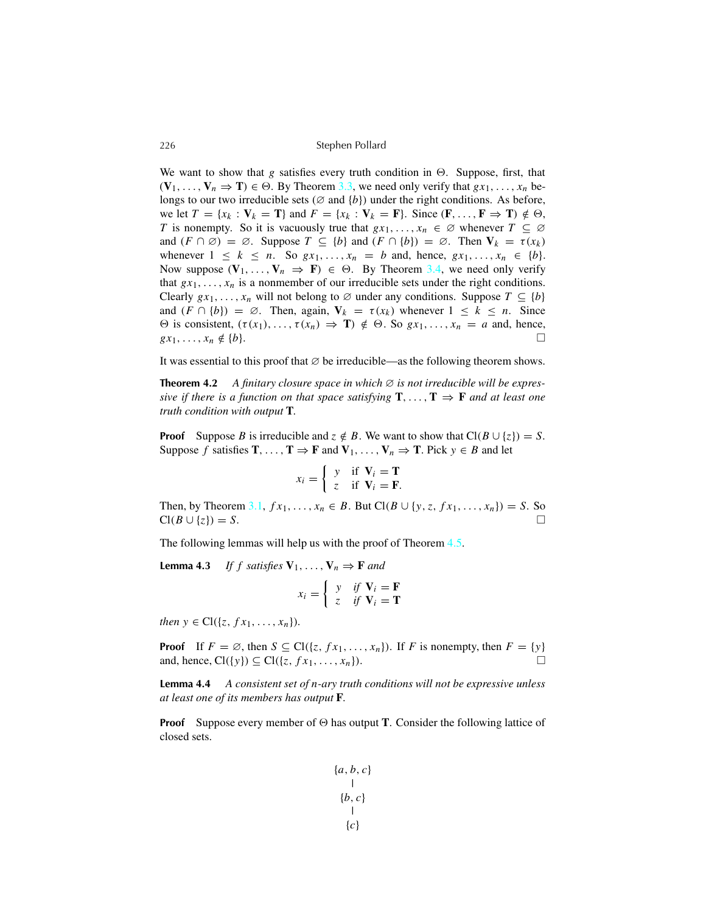We want to show that $g$ satisfies every truth condition in $\Theta$. Suppose, first, that $(\mathbf{V}_1, \ldots, \mathbf{V}_n \Rightarrow \mathbf{T}) \in \Theta$. By Theorem 3.3, we need only verify that $gx_1, \ldots, x_n$ belongs to our two irreducible sets ($\varnothing$ and $\{b\}$) under the right conditions. As before, we let $T = \{x_k : \mathbf{V}_k = \mathbf{T}\}$ and $F = \{x_k : \mathbf{V}_k = \mathbf{F}\}$. Since $(\mathbf{F}, \ldots, \mathbf{F} \Rightarrow \mathbf{T}) \notin \Theta$, $T$ is nonempty. So it is vacuously true that $gx_1, \ldots, x_n \in \varnothing$ whenever $T \subseteq \varnothing$ and $(F \cap \varnothing) = \varnothing$. Suppose $T \subseteq \{b\}$ and $(F \cap \{b\}) = \varnothing$. Then $\mathbf{V}_k = \tau(x_k)$ whenever $1 \leq k \leq n$. So $gx_1, \ldots, x_n = b$ and, hence, $gx_1, \ldots, x_n \in \{b\}$. Now suppose $(\mathbf{V}_1, \ldots, \mathbf{V}_n \Rightarrow \mathbf{F}) \in \Theta$. By Theorem 3.4, we need only verify that $gx_1, \ldots, x_n$ is a nonmember of our irreducible sets under the right conditions. Clearly $gx_1, \ldots, x_n$ will not belong to $\varnothing$ under any conditions. Suppose $T \subseteq \{b\}$ and $(F \cap \{b\}) = \varnothing$. Then, again, $\mathbf{V}_k = \tau(x_k)$ whenever $1 \leq k \leq n$. Since $\Theta$ is consistent, $(\tau(x_1), \ldots, \tau(x_n) \Rightarrow \mathbf{T}) \notin \Theta$. So $gx_1, \ldots, x_n = a$ and, hence, $gx_1, \ldots, x_n \notin \{b\}$. □

It was essential to this proof that $\varnothing$ be irreducible—as the following theorem shows.

**Theorem 4.2** *A finitary closure space in which $\varnothing$ is not irreducible will be expressive if there is a function on that space satisfying $\mathbf{T}, \ldots, \mathbf{T} \Rightarrow \mathbf{F}$ and at least one truth condition with output $\mathbf{T}$.*

**Proof** Suppose $B$ is irreducible and $z \notin B$. We want to show that $\mathrm{Cl}(B \cup \{z\}) = S$. Suppose $f$ satisfies $\mathbf{T}, \ldots, \mathbf{T} \Rightarrow \mathbf{F}$ and $\mathbf{V}_1, \ldots, \mathbf{V}_n \Rightarrow \mathbf{T}$. Pick $y \in B$ and let

$$x_i = \begin{cases} y & \text{if } \mathbf{V}_i = \mathbf{T} \\ z & \text{if } \mathbf{V}_i = \mathbf{F}. \end{cases}$$

Then, by Theorem 3.1, $fx_1, \ldots, x_n \in B$. But $\mathrm{Cl}(B \cup \{y, z, fx_1, \ldots, x_n\}) = S$. So $\mathrm{Cl}(B \cup \{z\}) = S$. □

The following lemmas will help us with the proof of Theorem 4.5.

**Lemma 4.3** *If $f$ satisfies $\mathbf{V}_1, \ldots, \mathbf{V}_n \Rightarrow \mathbf{F}$ and*

$$x_i = \begin{cases} y & \text{if } \mathbf{V}_i = \mathbf{F} \\ z & \text{if } \mathbf{V}_i = \mathbf{T} \end{cases}$$

*then $y \in \mathrm{Cl}(\{z, fx_1, \ldots, x_n\})$.*

**Proof** If $F = \varnothing$, then $S \subseteq \mathrm{Cl}(\{z, fx_1, \ldots, x_n\})$. If $F$ is nonempty, then $F = \{y\}$ and, hence, $\mathrm{Cl}(\{y\}) \subseteq \mathrm{Cl}(\{z, fx_1, \ldots, x_n\})$. □

**Lemma 4.4** *A consistent set of $n$-ary truth conditions will not be expressive unless at least one of its members has output $\mathbf{F}$.*

**Proof** Suppose every member of $\Theta$ has output $\mathbf{T}$. Consider the following lattice of closed sets.

$$\begin{array}{c} \{a, b, c\} \\ | \\ \{b, c\} \\ | \\ \{c\} \end{array}$$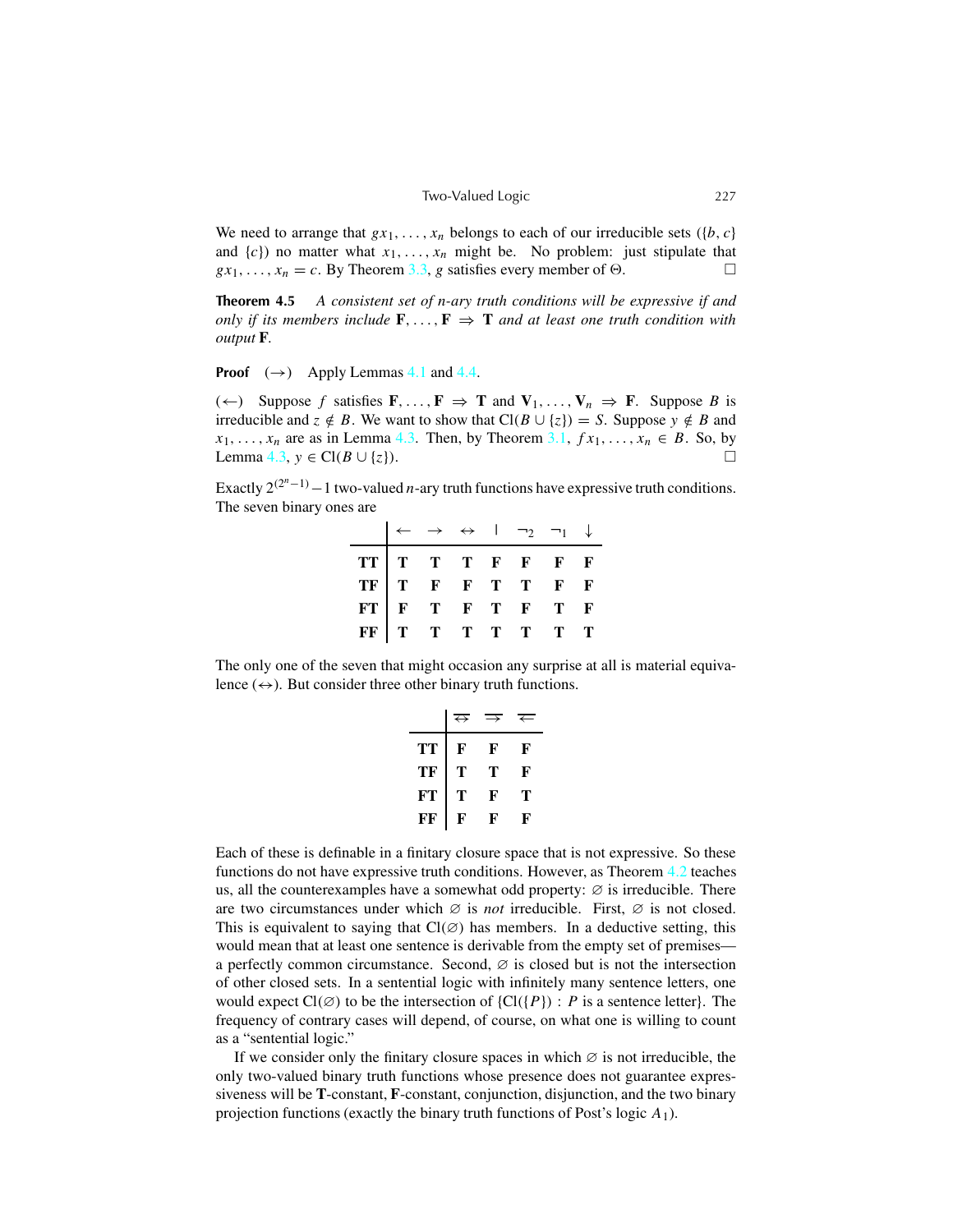We need to arrange that $gx_1, \ldots, x_n$ belongs to each of our irreducible sets ($\{b, c\}$ and $\{c\}$) no matter what $x_1, \ldots, x_n$ might be. No problem: just stipulate that $gx_1, \ldots, x_n = c$. By Theorem 3.3, $g$ satisfies every member of $\Theta$. □

**Theorem 4.5** *A consistent set of n-ary truth conditions will be expressive if and only if its members include* $\mathbf{F}, \ldots, \mathbf{F} \Rightarrow \mathbf{T}$ *and at least one truth condition with output* $\mathbf{F}$.

**Proof** $(\rightarrow)$ Apply Lemmas 4.1 and 4.4.

$(\leftarrow)$ Suppose $f$ satisfies $\mathbf{F}, \ldots, \mathbf{F} \Rightarrow \mathbf{T}$ and $\mathbf{V}_1, \ldots, \mathbf{V}_n \Rightarrow \mathbf{F}$. Suppose $B$ is irreducible and $z \notin B$. We want to show that $\mathrm{Cl}(B \cup \{z\}) = S$. Suppose $y \notin B$ and $x_1, \ldots, x_n$ are as in Lemma 4.3. Then, by Theorem 3.1, $fx_1, \ldots, x_n \in B$. So, by Lemma 4.3, $y \in \mathrm{Cl}(B \cup \{z\})$. □

Exactly $2^{(2^n - 1)} - 1$ two-valued $n$-ary truth functions have expressive truth conditions. The seven binary ones are

| | $\leftarrow$ | $\rightarrow$ | $\leftrightarrow$ | $\mid$ | $\neg_2$ | $\neg_1$ | $\downarrow$ |
|---|---|---|---|---|---|---|---|
| **TT** | **T** | **T** | **T** | **F** | **F** | **F** | **F** |
| **TF** | **T** | **F** | **F** | **T** | **T** | **F** | **F** |
| **FT** | **F** | **T** | **F** | **T** | **F** | **T** | **F** |
| **FF** | **T** | **T** | **T** | **T** | **T** | **T** | **T** |

The only one of the seven that might occasion any surprise at all is material equivalence ($\leftrightarrow$). But consider three other binary truth functions.

| | $\overline{\leftrightarrow}$ | $\overline{\rightarrow}$ | $\overline{\leftarrow}$ |
|---|---|---|---|
| **TT** | **F** | **F** | **F** |
| **TF** | **T** | **T** | **F** |
| **FT** | **T** | **F** | **T** |
| **FF** | **F** | **F** | **F** |

Each of these is definable in a finitary closure space that is not expressive. So these functions do not have expressive truth conditions. However, as Theorem 4.2 teaches us, all the counterexamples have a somewhat odd property: $\varnothing$ is irreducible. There are two circumstances under which $\varnothing$ is *not* irreducible. First, $\varnothing$ is not closed. This is equivalent to saying that $\mathrm{Cl}(\varnothing)$ has members. In a deductive setting, this would mean that at least one sentence is derivable from the empty set of premises—a perfectly common circumstance. Second, $\varnothing$ is closed but is not the intersection of other closed sets. In a sentential logic with infinitely many sentence letters, one would expect $\mathrm{Cl}(\varnothing)$ to be the intersection of $\{\mathrm{Cl}(\{P\}) : P \text{ is a sentence letter}\}$. The frequency of contrary cases will depend, of course, on what one is willing to count as a "sentential logic."

If we consider only the finitary closure spaces in which $\varnothing$ is not irreducible, the only two-valued binary truth functions whose presence does not guarantee expressiveness will be **T**-constant, **F**-constant, conjunction, disjunction, and the two binary projection functions (exactly the binary truth functions of Post's logic $A_1$).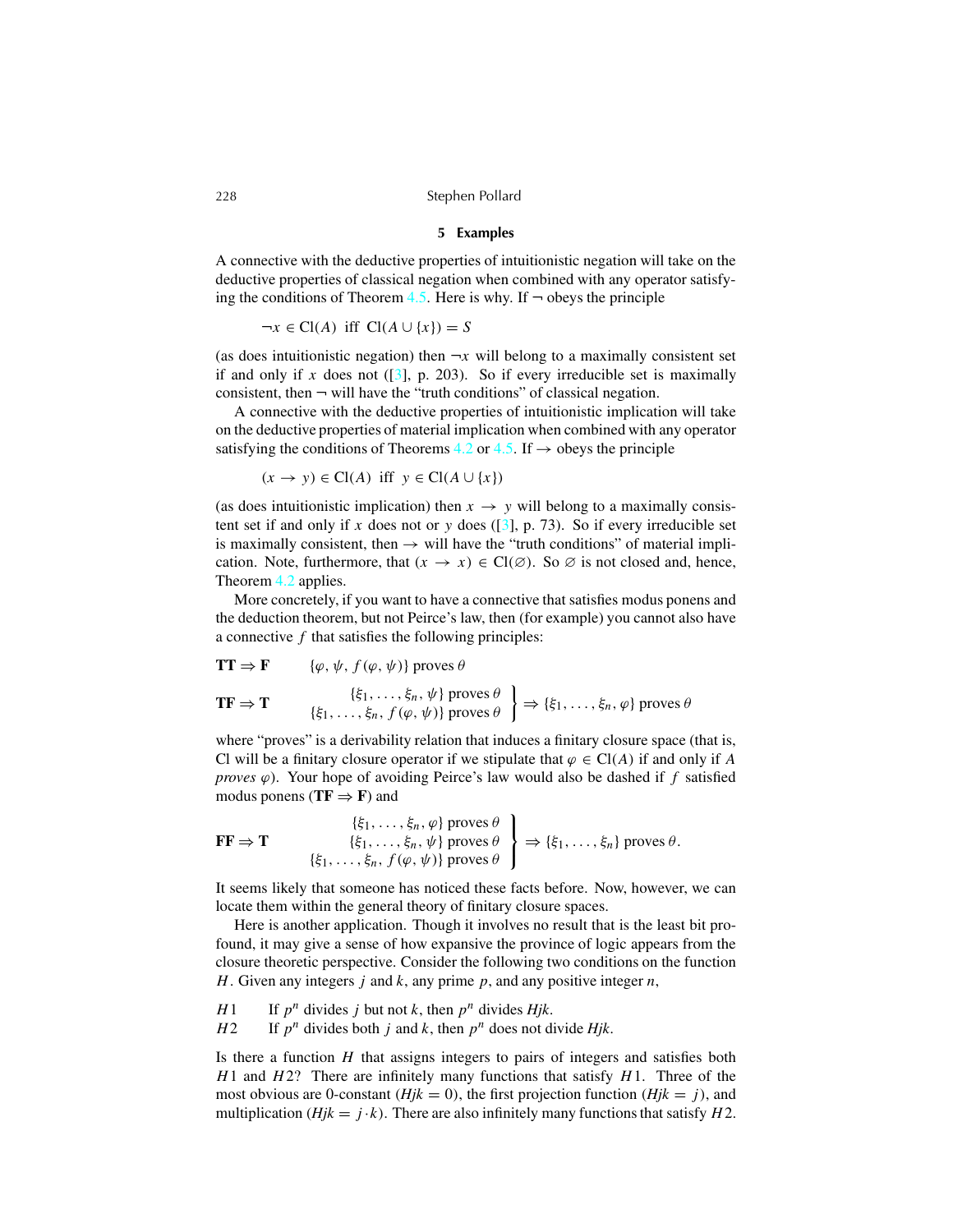## 5 Examples

A connective with the deductive properties of intuitionistic negation will take on the deductive properties of classical negation when combined with any operator satisfying the conditions of Theorem 4.5. Here is why. If $\neg$ obeys the principle

$$\neg x \in \text{Cl}(A) \text{ iff } \text{Cl}(A \cup \{x\}) = S$$

(as does intuitionistic negation) then $\neg x$ will belong to a maximally consistent set if and only if $x$ does not ([3], p. 203). So if every irreducible set is maximally consistent, then $\neg$ will have the "truth conditions" of classical negation.

A connective with the deductive properties of intuitionistic implication will take on the deductive properties of material implication when combined with any operator satisfying the conditions of Theorems 4.2 or 4.5. If $\rightarrow$ obeys the principle

$$(x \rightarrow y) \in \text{Cl}(A) \text{ iff } y \in \text{Cl}(A \cup \{x\})$$

(as does intuitionistic implication) then $x \rightarrow y$ will belong to a maximally consistent set if and only if $x$ does not or $y$ does ([3], p. 73). So if every irreducible set is maximally consistent, then $\rightarrow$ will have the "truth conditions" of material implication. Note, furthermore, that $(x \rightarrow x) \in \text{Cl}(\varnothing)$. So $\varnothing$ is not closed and, hence, Theorem 4.2 applies.

More concretely, if you want to have a connective that satisfies modus ponens and the deduction theorem, but not Peirce's law, then (for example) you cannot also have a connective $f$ that satisfies the following principles:

**TT ⇒ F** $\quad \{\varphi, \psi, f(\varphi, \psi)\}$ proves $\theta$

**TF ⇒ T** $\quad \left.\begin{array}{r}\{\xi_1, \ldots, \xi_n, \psi\} \text{ proves } \theta \\ \{\xi_1, \ldots, \xi_n, f(\varphi, \psi)\} \text{ proves } \theta\end{array}\right\} \Rightarrow \{\xi_1, \ldots, \xi_n, \varphi\} \text{ proves } \theta$

where "proves" is a derivability relation that induces a finitary closure space (that is, Cl will be a finitary closure operator if we stipulate that $\varphi \in \text{Cl}(A)$ if and only if $A$ *proves* $\varphi$). Your hope of avoiding Peirce's law would also be dashed if $f$ satisfied modus ponens (**TF ⇒ F**) and

**FF ⇒ T** $\quad \left.\begin{array}{r}\{\xi_1, \ldots, \xi_n, \varphi\} \text{ proves } \theta \\ \{\xi_1, \ldots, \xi_n, \psi\} \text{ proves } \theta \\ \{\xi_1, \ldots, \xi_n, f(\varphi, \psi)\} \text{ proves } \theta\end{array}\right\} \Rightarrow \{\xi_1, \ldots, \xi_n\} \text{ proves } \theta.$

It seems likely that someone has noticed these facts before. Now, however, we can locate them within the general theory of finitary closure spaces.

Here is another application. Though it involves no result that is the least bit profound, it may give a sense of how expansive the province of logic appears from the closure theoretic perspective. Consider the following two conditions on the function $H$. Given any integers $j$ and $k$, any prime $p$, and any positive integer $n$,

$H1$ If $p^n$ divides $j$ but not $k$, then $p^n$ divides $Hjk$.

$H2$ If $p^n$ divides both $j$ and $k$, then $p^n$ does not divide $Hjk$.

Is there a function $H$ that assigns integers to pairs of integers and satisfies both $H1$ and $H2$? There are infinitely many functions that satisfy $H1$. Three of the most obvious are 0-constant ($Hjk = 0$), the first projection function ($Hjk = j$), and multiplication ($Hjk = j \cdot k$). There are also infinitely many functions that satisfy $H2$.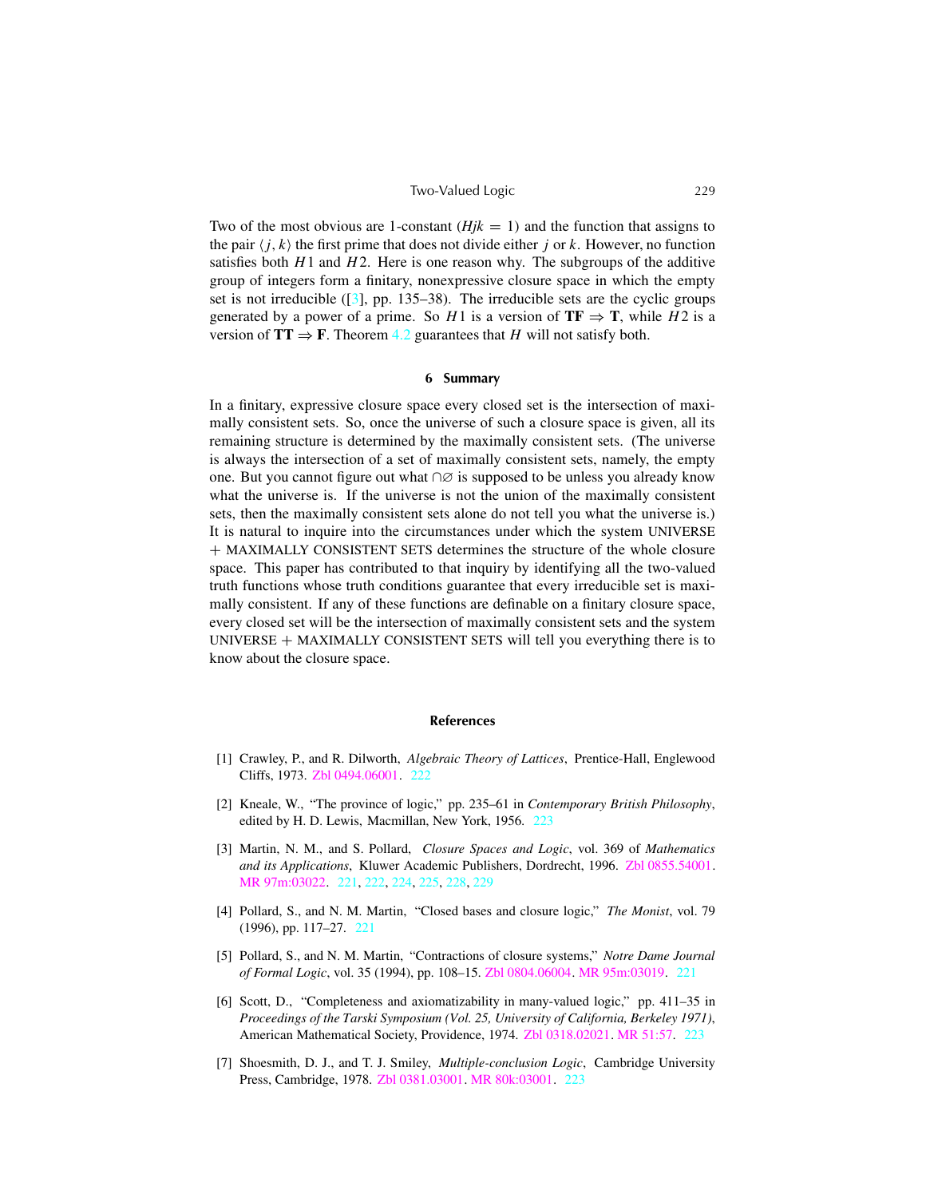Two of the most obvious are 1-constant ($Hjk = 1$) and the function that assigns to the pair $\langle j, k\rangle$ the first prime that does not divide either $j$ or $k$. However, no function satisfies both $H1$ and $H2$. Here is one reason why. The subgroups of the additive group of integers form a finitary, nonexpressive closure space in which the empty set is not irreducible ([3], pp. 135–38). The irreducible sets are the cyclic groups generated by a power of a prime. So $H1$ is a version of $\mathbf{TF} \Rightarrow \mathbf{T}$, while $H2$ is a version of $\mathbf{TT} \Rightarrow \mathbf{F}$. Theorem 4.2 guarantees that $H$ will not satisfy both.

## 6 Summary

In a finitary, expressive closure space every closed set is the intersection of maximally consistent sets. So, once the universe of such a closure space is given, all its remaining structure is determined by the maximally consistent sets. (The universe is always the intersection of a set of maximally consistent sets, namely, the empty one. But you cannot figure out what $\bigcap\varnothing$ is supposed to be unless you already know what the universe is. If the universe is not the union of the maximally consistent sets, then the maximally consistent sets alone do not tell you what the universe is.) It is natural to inquire into the circumstances under which the system UNIVERSE + MAXIMALLY CONSISTENT SETS determines the structure of the whole closure space. This paper has contributed to that inquiry by identifying all the two-valued truth functions whose truth conditions guarantee that every irreducible set is maximally consistent. If any of these functions are definable on a finitary closure space, every closed set will be the intersection of maximally consistent sets and the system UNIVERSE + MAXIMALLY CONSISTENT SETS will tell you everything there is to know about the closure space.

## References

[1] Crawley, P., and R. Dilworth, *Algebraic Theory of Lattices*, Prentice-Hall, Englewood Cliffs, 1973. Zbl 0494.06001. 222

[2] Kneale, W., "The province of logic," pp. 235–61 in *Contemporary British Philosophy*, edited by H. D. Lewis, Macmillan, New York, 1956. 223

[3] Martin, N. M., and S. Pollard, *Closure Spaces and Logic*, vol. 369 of *Mathematics and its Applications*, Kluwer Academic Publishers, Dordrecht, 1996. Zbl 0855.54001. MR 97m:03022. 221, 222, 224, 225, 228, 229

[4] Pollard, S., and N. M. Martin, "Closed bases and closure logic," *The Monist*, vol. 79 (1996), pp. 117–27. 221

[5] Pollard, S., and N. M. Martin, "Contractions of closure systems," *Notre Dame Journal of Formal Logic*, vol. 35 (1994), pp. 108–15. Zbl 0804.06004. MR 95m:03019. 221

[6] Scott, D., "Completeness and axiomatizability in many-valued logic," pp. 411–35 in *Proceedings of the Tarski Symposium (Vol. 25, University of California, Berkeley 1971)*, American Mathematical Society, Providence, 1974. Zbl 0318.02021. MR 51:57. 223

[7] Shoesmith, D. J., and T. J. Smiley, *Multiple-conclusion Logic*, Cambridge University Press, Cambridge, 1978. Zbl 0381.03001. MR 80k:03001. 223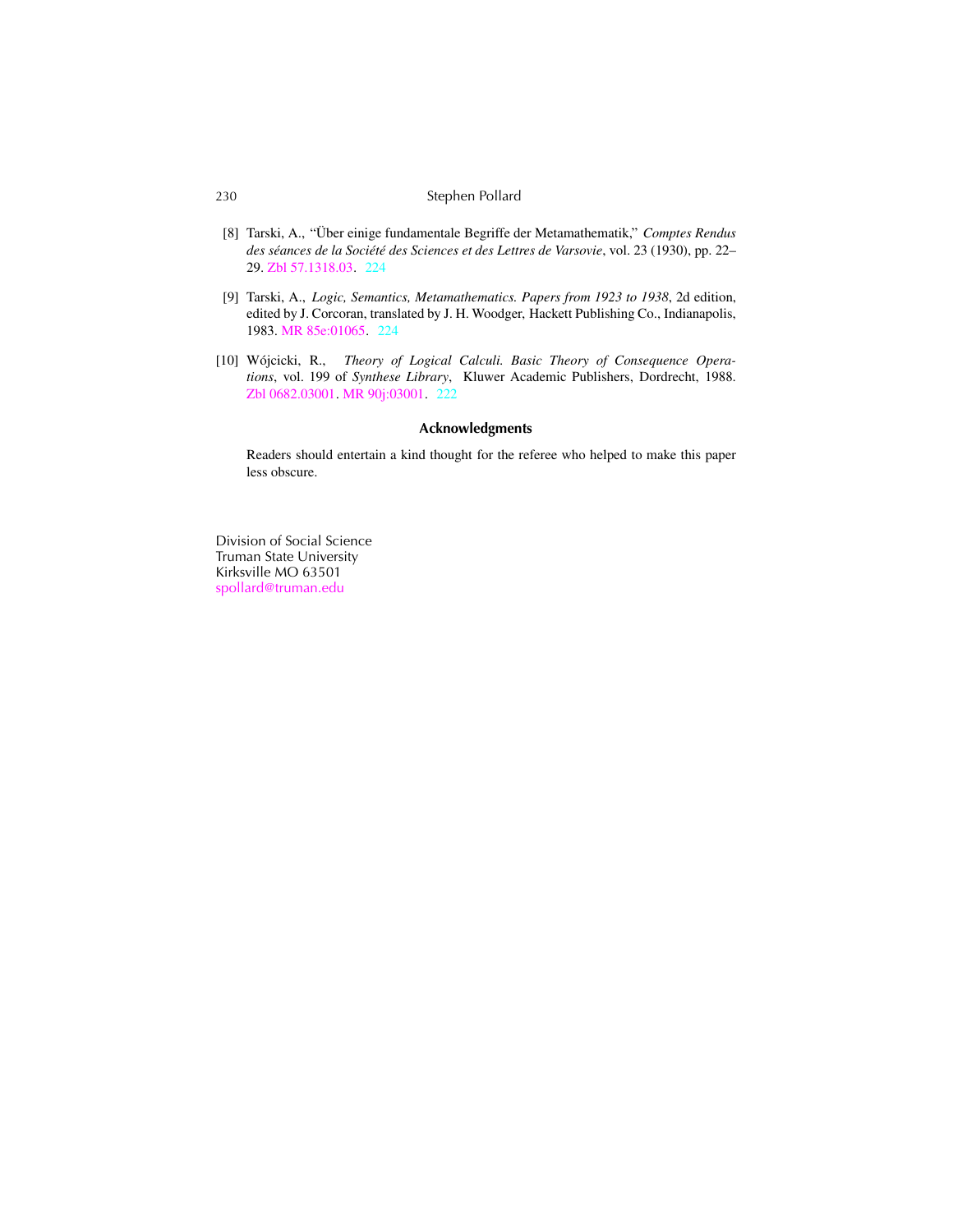[8] Tarski, A., "Über einige fundamentale Begriffe der Metamathematik," *Comptes Rendus des séances de la Société des Sciences et des Lettres de Varsovie*, vol. 23 (1930), pp. 22–29. Zbl 57.1318.03. 224

[9] Tarski, A., *Logic, Semantics, Metamathematics. Papers from 1923 to 1938*, 2d edition, edited by J. Corcoran, translated by J. H. Woodger, Hackett Publishing Co., Indianapolis, 1983. MR 85e:01065. 224

[10] Wójcicki, R., *Theory of Logical Calculi. Basic Theory of Consequence Operations*, vol. 199 of *Synthese Library*, Kluwer Academic Publishers, Dordrecht, 1988. Zbl 0682.03001. MR 90j:03001. 222

### Acknowledgments

Readers should entertain a kind thought for the referee who helped to make this paper less obscure.

Division of Social Science
Truman State University
Kirksville MO 63501
spollard@truman.edu